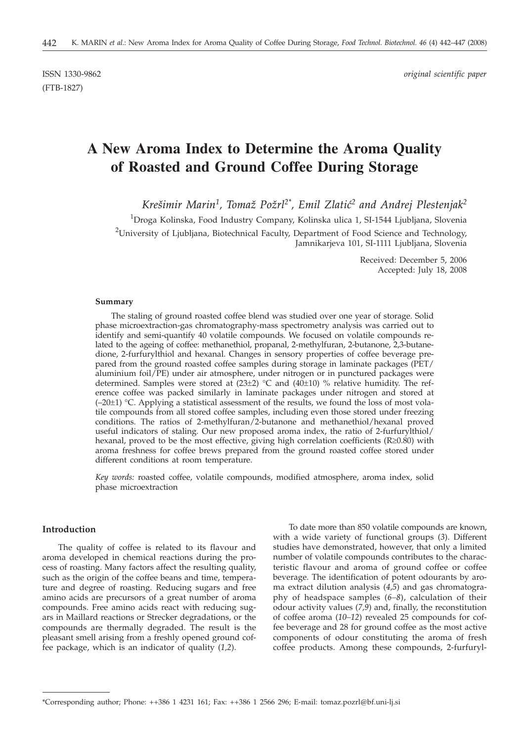ISSN 1330-9862 *original scientific paper*

(FTB-1827)

# A New Aroma Index to Determine the Aroma Quality of Roasted and Ground Coffee During Storage

*Krešimir Marin[1], Tomaž Požrl[2*], Emil Zlatić[2] and Andrej Plestenjak[2]*

[1]Droga Kolinska, Food Industry Company, Kolinska ulica 1, SI-1544 Ljubljana, Slovenia

[2]University of Ljubljana, Biotechnical Faculty, Department of Food Science and Technology, Jamnikarjeva 101, SI-1111 Ljubljana, Slovenia

Received: December 5, 2006
Accepted: July 18, 2008

### Summary

The staling of ground roasted coffee blend was studied over one year of storage. Solid phase microextraction-gas chromatography-mass spectrometry analysis was carried out to identify and semi-quantify 40 volatile compounds. We focused on volatile compounds related to the ageing of coffee: methanethiol, propanal, 2-methylfuran, 2-butanone, 2,3-butanedione, 2-furfurylthiol and hexanal. Changes in sensory properties of coffee beverage prepared from the ground roasted coffee samples during storage in laminate packages (PET/aluminium foil/PE) under air atmosphere, under nitrogen or in punctured packages were determined. Samples were stored at (23±2) °C and (40±10) % relative humidity. The reference coffee was packed similarly in laminate packages under nitrogen and stored at (–20±1) °C. Applying a statistical assessment of the results, we found the loss of most volatile compounds from all stored coffee samples, including even those stored under freezing conditions. The ratios of 2-methylfuran/2-butanone and methanethiol/hexanal proved useful indicators of staling. Our new proposed aroma index, the ratio of 2-furfurylthiol/hexanal, proved to be the most effective, giving high correlation coefficients ($R \geq 0.80$) with aroma freshness for coffee brews prepared from the ground roasted coffee stored under different conditions at room temperature.

*Key words:* roasted coffee, volatile compounds, modified atmosphere, aroma index, solid phase microextraction

## Introduction

The quality of coffee is related to its flavour and aroma developed in chemical reactions during the process of roasting. Many factors affect the resulting quality, such as the origin of the coffee beans and time, temperature and degree of roasting. Reducing sugars and free amino acids are precursors of a great number of aroma compounds. Free amino acids react with reducing sugars in Maillard reactions or Strecker degradations, or the compounds are thermally degraded. The result is the pleasant smell arising from a freshly opened ground coffee package, which is an indicator of quality (*1,2*).

To date more than 850 volatile compounds are known, with a wide variety of functional groups (*3*). Different studies have demonstrated, however, that only a limited number of volatile compounds contributes to the characteristic flavour and aroma of ground coffee or coffee beverage. The identification of potent odourants by aroma extract dilution analysis (*4,5*) and gas chromatography of headspace samples (*6–8*), calculation of their odour activity values (*7,9*) and, finally, the reconstitution of coffee aroma (*10–12*) revealed 25 compounds for coffee beverage and 28 for ground coffee as the most active components of odour constituting the aroma of fresh coffee products. Among these compounds, 2-furfuryl-

*Corresponding author; Phone: ++386 1 4231 161; Fax: ++386 1 2566 296; E-mail: tomaz.pozrl@bf.uni-lj.si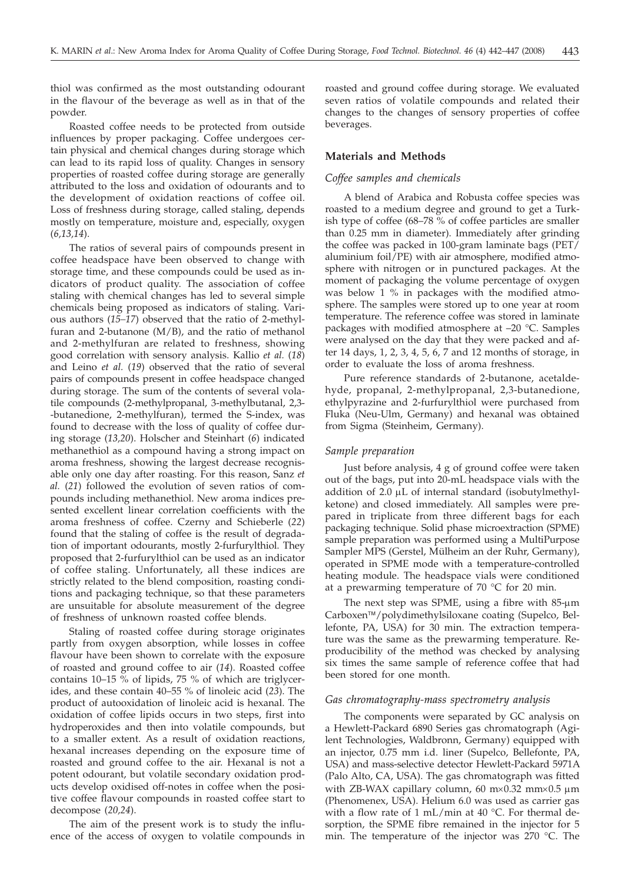thiol was confirmed as the most outstanding odourant in the flavour of the beverage as well as in that of the powder.

Roasted coffee needs to be protected from outside influences by proper packaging. Coffee undergoes certain physical and chemical changes during storage which can lead to its rapid loss of quality. Changes in sensory properties of roasted coffee during storage are generally attributed to the loss and oxidation of odourants and to the development of oxidation reactions of coffee oil. Loss of freshness during storage, called staling, depends mostly on temperature, moisture and, especially, oxygen (*6,13,14*).

The ratios of several pairs of compounds present in coffee headspace have been observed to change with storage time, and these compounds could be used as indicators of product quality. The association of coffee staling with chemical changes has led to several simple chemicals being proposed as indicators of staling. Various authors (*15–17*) observed that the ratio of 2-methylfuran and 2-butanone (M/B), and the ratio of methanol and 2-methylfuran are related to freshness, showing good correlation with sensory analysis. Kallio *et al.* (*18*) and Leino *et al.* (*19*) observed that the ratio of several pairs of compounds present in coffee headspace changed during storage. The sum of the contents of several volatile compounds (2-methylpropanal, 3-methylbutanal, 2,3-butanedione, 2-methylfuran), termed the S-index, was found to decrease with the loss of quality of coffee during storage (*13,20*). Holscher and Steinhart (*6*) indicated methanethiol as a compound having a strong impact on aroma freshness, showing the largest decrease recognisable only one day after roasting. For this reason, Sanz *et al.* (*21*) followed the evolution of seven ratios of compounds including methanethiol. New aroma indices presented excellent linear correlation coefficients with the aroma freshness of coffee. Czerny and Schieberle (*22*) found that the staling of coffee is the result of degradation of important odourants, mostly 2-furfurylthiol. They proposed that 2-furfurylthiol can be used as an indicator of coffee staling. Unfortunately, all these indices are strictly related to the blend composition, roasting conditions and packaging technique, so that these parameters are unsuitable for absolute measurement of the degree of freshness of unknown roasted coffee blends.

Staling of roasted coffee during storage originates partly from oxygen absorption, while losses in coffee flavour have been shown to correlate with the exposure of roasted and ground coffee to air (*14*). Roasted coffee contains 10–15 % of lipids, 75 % of which are triglycerides, and these contain 40–55 % of linoleic acid (*23*). The product of autooxidation of linoleic acid is hexanal. The oxidation of coffee lipids occurs in two steps, first into hydroperoxides and then into volatile compounds, but to a smaller extent. As a result of oxidation reactions, hexanal increases depending on the exposure time of roasted and ground coffee to the air. Hexanal is not a potent odourant, but volatile secondary oxidation products develop oxidised off-notes in coffee when the positive coffee flavour compounds in roasted coffee start to decompose (*20,24*).

The aim of the present work is to study the influence of the access of oxygen to volatile compounds in roasted and ground coffee during storage. We evaluated seven ratios of volatile compounds and related their changes to the changes of sensory properties of coffee beverages.

## Materials and Methods

### *Coffee samples and chemicals*

A blend of Arabica and Robusta coffee species was roasted to a medium degree and ground to get a Turkish type of coffee (68–78 % of coffee particles are smaller than 0.25 mm in diameter). Immediately after grinding the coffee was packed in 100-gram laminate bags (PET/aluminium foil/PE) with air atmosphere, modified atmosphere with nitrogen or in punctured packages. At the moment of packaging the volume percentage of oxygen was below 1 % in packages with the modified atmosphere. The samples were stored up to one year at room temperature. The reference coffee was stored in laminate packages with modified atmosphere at –20 °C. Samples were analysed on the day that they were packed and after 14 days, 1, 2, 3, 4, 5, 6, 7 and 12 months of storage, in order to evaluate the loss of aroma freshness.

Pure reference standards of 2-butanone, acetaldehyde, propanal, 2-methylpropanal, 2,3-butanedione, ethylpyrazine and 2-furfurylthiol were purchased from Fluka (Neu-Ulm, Germany) and hexanal was obtained from Sigma (Steinheim, Germany).

### *Sample preparation*

Just before analysis, 4 g of ground coffee were taken out of the bags, put into 20-mL headspace vials with the addition of 2.0 μL of internal standard (isobutylmethylketone) and closed immediately. All samples were prepared in triplicate from three different bags for each packaging technique. Solid phase microextraction (SPME) sample preparation was performed using a MultiPurpose Sampler MPS (Gerstel, Mülheim an der Ruhr, Germany), operated in SPME mode with a temperature-controlled heating module. The headspace vials were conditioned at a prewarming temperature of 70 °C for 20 min.

The next step was SPME, using a fibre with 85-μm Carboxen™/polydimethylsiloxane coating (Supelco, Bellefonte, PA, USA) for 30 min. The extraction temperature was the same as the prewarming temperature. Reproducibility of the method was checked by analysing six times the same sample of reference coffee that had been stored for one month.

### *Gas chromatography-mass spectrometry analysis*

The components were separated by GC analysis on a Hewlett-Packard 6890 Series gas chromatograph (Agilent Technologies, Waldbronn, Germany) equipped with an injector, 0.75 mm i.d. liner (Supelco, Bellefonte, PA, USA) and mass-selective detector Hewlett-Packard 5971A (Palo Alto, CA, USA). The gas chromatograph was fitted with ZB-WAX capillary column, 60 m×0.32 mm×0.5 μm (Phenomenex, USA). Helium 6.0 was used as carrier gas with a flow rate of 1 mL/min at 40 °C. For thermal desorption, the SPME fibre remained in the injector for 5 min. The temperature of the injector was 270 °C. The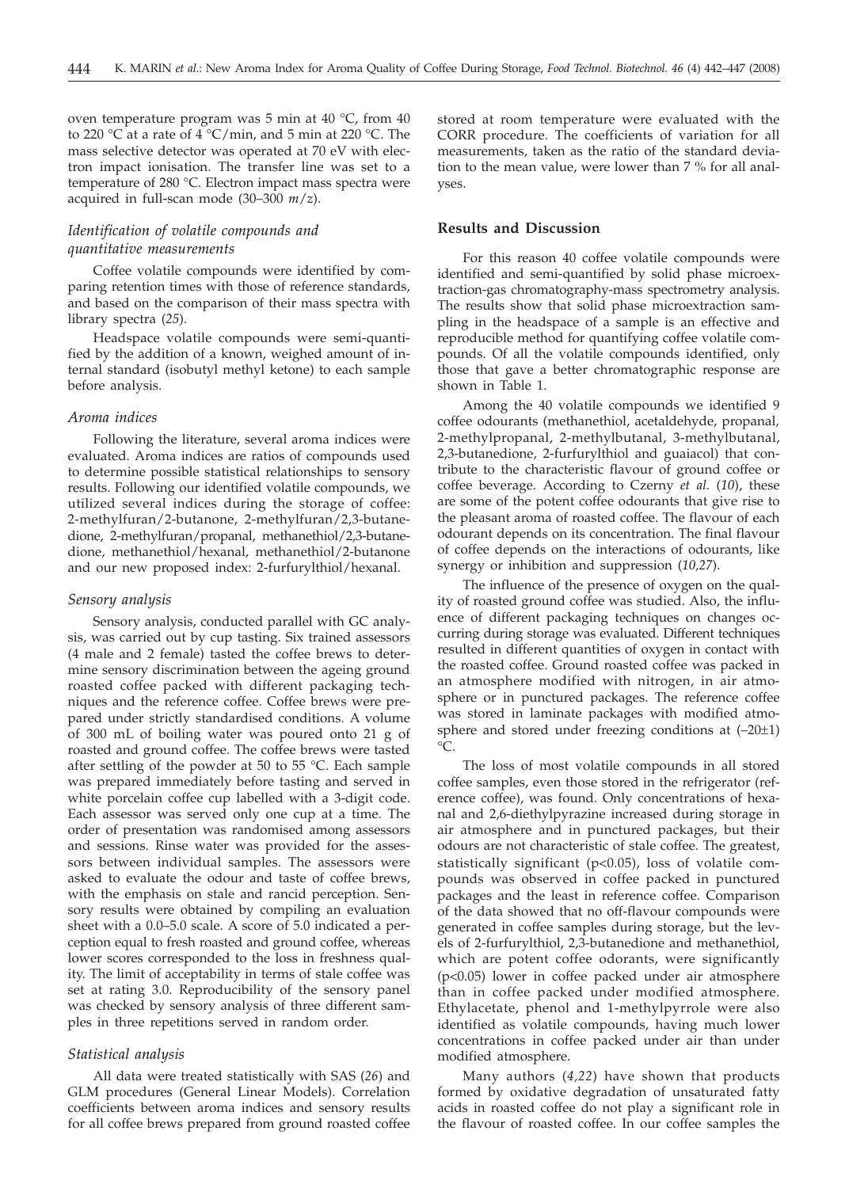oven temperature program was 5 min at 40 °C, from 40 to 220 °C at a rate of 4 °C/min, and 5 min at 220 °C. The mass selective detector was operated at 70 eV with electron impact ionisation. The transfer line was set to a temperature of 280 °C. Electron impact mass spectra were acquired in full-scan mode (30–300 *m/z*).

### *Identification of volatile compounds and quantitative measurements*

Coffee volatile compounds were identified by comparing retention times with those of reference standards, and based on the comparison of their mass spectra with library spectra (*25*).

Headspace volatile compounds were semi-quantified by the addition of a known, weighed amount of internal standard (isobutyl methyl ketone) to each sample before analysis.

### *Aroma indices*

Following the literature, several aroma indices were evaluated. Aroma indices are ratios of compounds used to determine possible statistical relationships to sensory results. Following our identified volatile compounds, we utilized several indices during the storage of coffee: 2-methylfuran/2-butanone, 2-methylfuran/2,3-butanedione, 2-methylfuran/propanal, methanethiol/2,3-butanedione, methanethiol/hexanal, methanethiol/2-butanone and our new proposed index: 2-furfurylthiol/hexanal.

### *Sensory analysis*

Sensory analysis, conducted parallel with GC analysis, was carried out by cup tasting. Six trained assessors (4 male and 2 female) tasted the coffee brews to determine sensory discrimination between the ageing ground roasted coffee packed with different packaging techniques and the reference coffee. Coffee brews were prepared under strictly standardised conditions. A volume of 300 mL of boiling water was poured onto 21 g of roasted and ground coffee. The coffee brews were tasted after settling of the powder at 50 to 55 °C. Each sample was prepared immediately before tasting and served in white porcelain coffee cup labelled with a 3-digit code. Each assessor was served only one cup at a time. The order of presentation was randomised among assessors and sessions. Rinse water was provided for the assessors between individual samples. The assessors were asked to evaluate the odour and taste of coffee brews, with the emphasis on stale and rancid perception. Sensory results were obtained by compiling an evaluation sheet with a 0.0–5.0 scale. A score of 5.0 indicated a perception equal to fresh roasted and ground coffee, whereas lower scores corresponded to the loss in freshness quality. The limit of acceptability in terms of stale coffee was set at rating 3.0. Reproducibility of the sensory panel was checked by sensory analysis of three different samples in three repetitions served in random order.

### *Statistical analysis*

All data were treated statistically with SAS (*26*) and GLM procedures (General Linear Models). Correlation coefficients between aroma indices and sensory results for all coffee brews prepared from ground roasted coffee stored at room temperature were evaluated with the CORR procedure. The coefficients of variation for all measurements, taken as the ratio of the standard deviation to the mean value, were lower than 7 % for all analyses.

## Results and Discussion

For this reason 40 coffee volatile compounds were identified and semi-quantified by solid phase microextraction-gas chromatography-mass spectrometry analysis. The results show that solid phase microextraction sampling in the headspace of a sample is an effective and reproducible method for quantifying coffee volatile compounds. Of all the volatile compounds identified, only those that gave a better chromatographic response are shown in Table 1.

Among the 40 volatile compounds we identified 9 coffee odourants (methanethiol, acetaldehyde, propanal, 2-methylpropanal, 2-methylbutanal, 3-methylbutanal, 2,3-butanedione, 2-furfurylthiol and guaiacol) that contribute to the characteristic flavour of ground coffee or coffee beverage. According to Czerny *et al.* (*10*), these are some of the potent coffee odourants that give rise to the pleasant aroma of roasted coffee. The flavour of each odourant depends on its concentration. The final flavour of coffee depends on the interactions of odourants, like synergy or inhibition and suppression (*10,27*).

The influence of the presence of oxygen on the quality of roasted ground coffee was studied. Also, the influence of different packaging techniques on changes occurring during storage was evaluated. Different techniques resulted in different quantities of oxygen in contact with the roasted coffee. Ground roasted coffee was packed in an atmosphere modified with nitrogen, in air atmosphere or in punctured packages. The reference coffee was stored in laminate packages with modified atmosphere and stored under freezing conditions at (–20±1) °C.

The loss of most volatile compounds in all stored coffee samples, even those stored in the refrigerator (reference coffee), was found. Only concentrations of hexanal and 2,6-diethylpyrazine increased during storage in air atmosphere and in punctured packages, but their odours are not characteristic of stale coffee. The greatest, statistically significant ($p<0.05$), loss of volatile compounds was observed in coffee packed in punctured packages and the least in reference coffee. Comparison of the data showed that no off-flavour compounds were generated in coffee samples during storage, but the levels of 2-furfurylthiol, 2,3-butanedione and methanethiol, which are potent coffee odourants, were significantly ($p<0.05$) lower in coffee packed under air atmosphere than in coffee packed under modified atmosphere. Ethylacetate, phenol and 1-methylpyrrole were also identified as volatile compounds, having much lower concentrations in coffee packed under air than under modified atmosphere.

Many authors (*4,22*) have shown that products formed by oxidative degradation of unsaturated fatty acids in roasted coffee do not play a significant role in the flavour of roasted coffee. In our coffee samples the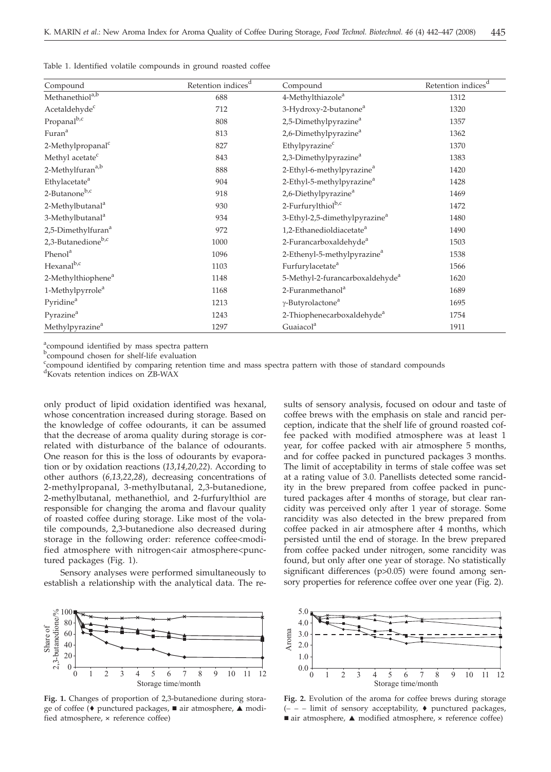Table 1. Identified volatile compounds in ground roasted coffee

| Compound | Retention indices[d] | Compound | Retention indices[d] |
|---|---|---|---|
| Methanethiol[a,b] | 688 | 4-Methylthiazole[a] | 1312 |
| Acetaldehyde[c] | 712 | 3-Hydroxy-2-butanone[a] | 1320 |
| Propanal[b,c] | 808 | 2,5-Dimethylpyrazine[a] | 1357 |
| Furan[a] | 813 | 2,6-Dimethylpyrazine[a] | 1362 |
| 2-Methylpropanal[c] | 827 | Ethylpyrazine[c] | 1370 |
| Methyl acetate[c] | 843 | 2,3-Dimethylpyrazine[a] | 1383 |
| 2-Methylfuran[a,b] | 888 | 2-Ethyl-6-methylpyrazine[a] | 1420 |
| Ethylacetate[a] | 904 | 2-Ethyl-5-methylpyrazine[a] | 1428 |
| 2-Butanone[b,c] | 918 | 2,6-Diethylpyrazine[a] | 1469 |
| 2-Methylbutanal[a] | 930 | 2-Furfurylthiol[b,c] | 1472 |
| 3-Methylbutanal[a] | 934 | 3-Ethyl-2,5-dimethylpyrazine[a] | 1480 |
| 2,5-Dimethylfuran[a] | 972 | 1,2-Ethanedioldiacetate[a] | 1490 |
| 2,3-Butanedione[b,c] | 1000 | 2-Furancarboxaldehyde[a] | 1503 |
| Phenol[a] | 1096 | 2-Ethenyl-5-methylpyrazine[a] | 1538 |
| Hexanal[b,c] | 1103 | Furfurylacetate[a] | 1566 |
| 2-Methylthiophene[a] | 1148 | 5-Methyl-2-furancarboxaldehyde[a] | 1620 |
| 1-Methylpyrrole[a] | 1168 | 2-Furanmethanol[a] | 1689 |
| Pyridine[a] | 1213 | γ-Butyrolactone[a] | 1695 |
| Pyrazine[a] | 1243 | 2-Thiophenecarboxaldehyde[a] | 1754 |
| Methylpyrazine[a] | 1297 | Guaiacol[a] | 1911 |

[a]compound identified by mass spectra pattern
[b]compound chosen for shelf-life evaluation
[c]compound identified by comparing retention time and mass spectra pattern with those of standard compounds
[d]Kovats retention indices on ZB-WAX

only product of lipid oxidation identified was hexanal, whose concentration increased during storage. Based on the knowledge of coffee odourants, it can be assumed that the decrease of aroma quality during storage is correlated with disturbance of the balance of odourants. One reason for this is the loss of odourants by evaporation or by oxidation reactions (*13,14,20,22*). According to other authors (*6,13,22,28*), decreasing concentrations of 2-methylpropanal, 3-methylbutanal, 2,3-butanedione, 2-methylbutanal, methanethiol, and 2-furfurylthiol are responsible for changing the aroma and flavour quality of roasted coffee during storage. Like most of the volatile compounds, 2,3-butanedione also decreased during storage in the following order: reference coffee<modified atmosphere with nitrogen<air atmosphere<punctured packages (Fig. 1).

Sensory analyses were performed simultaneously to establish a relationship with the analytical data. The results of sensory analysis, focused on odour and taste of coffee brews with the emphasis on stale and rancid perception, indicate that the shelf life of ground roasted coffee packed with modified atmosphere was at least 1 year, for coffee packed with air atmosphere 5 months, and for coffee packed in punctured packages 3 months. The limit of acceptability in terms of stale coffee was set at a rating value of 3.0. Panellists detected some rancidity in the brew prepared from coffee packed in punctured packages after 4 months of storage, but clear rancidity was perceived only after 1 year of storage. Some rancidity was also detected in the brew prepared from coffee packed in air atmosphere after 4 months, which persisted until the end of storage. In the brew prepared from coffee packed under nitrogen, some rancidity was found, but only after one year of storage. No statistically significant differences (p>0.05) were found among sensory properties for reference coffee over one year (Fig. 2).

**Fig. 1.** Changes of proportion of 2,3-butanedione during storage of coffee (♦ punctured packages, ■ air atmosphere, ▲ modified atmosphere, × reference coffee)

**Fig. 2.** Evolution of the aroma for coffee brews during storage (– – – limit of sensory acceptability, ♦ punctured packages, ■ air atmosphere, ▲ modified atmosphere, × reference coffee)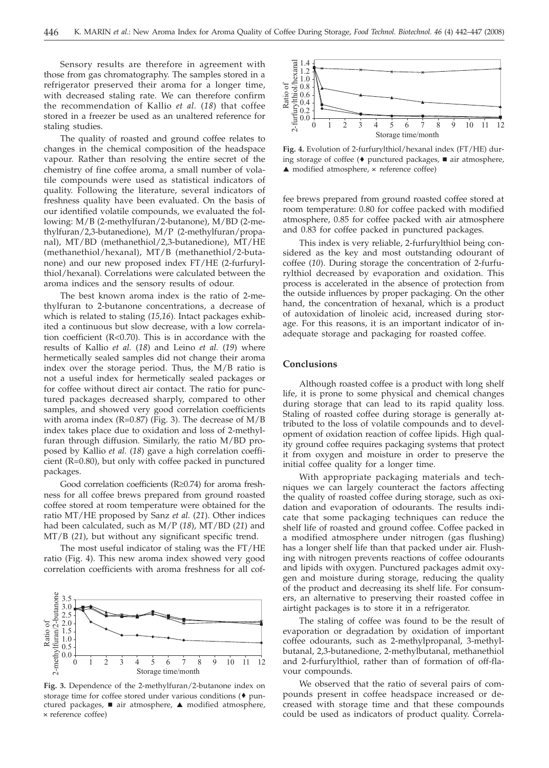Sensory results are therefore in agreement with those from gas chromatography. The samples stored in a refrigerator preserved their aroma for a longer time, with decreased staling rate. We can therefore confirm the recommendation of Kallio *et al.* (*18*) that coffee stored in a freezer be used as an unaltered reference for staling studies.

The quality of roasted and ground coffee relates to changes in the chemical composition of the headspace vapour. Rather than resolving the entire secret of the chemistry of fine coffee aroma, a small number of volatile compounds were used as statistical indicators of quality. Following the literature, several indicators of freshness quality have been evaluated. On the basis of our identified volatile compounds, we evaluated the following: M/B (2-methylfuran/2-butanone), M/BD (2-methylfuran/2,3-butanedione), M/P (2-methylfuran/propanal), MT/BD (methanethiol/2,3-butanedione), MT/HE (methanethiol/hexanal), MT/B (methanethiol/2-butanone) and our new proposed index FT/HE (2-furfurylthiol/hexanal). Correlations were calculated between the aroma indices and the sensory results of odour.

The best known aroma index is the ratio of 2-methylfuran to 2-butanone concentrations, a decrease of which is related to staling (*15,16*). Intact packages exhibited a continuous but slow decrease, with a low correlation coefficient ($R<0.70$). This is in accordance with the results of Kallio *et al.* (*18*) and Leino *et al.* (*19*) where hermetically sealed samples did not change their aroma index over the storage period. Thus, the M/B ratio is not a useful index for hermetically sealed packages or for coffee without direct air contact. The ratio for punctured packages decreased sharply, compared to other samples, and showed very good correlation coefficients with aroma index ($R=0.87$) (Fig. 3). The decrease of M/B index takes place due to oxidation and loss of 2-methylfuran through diffusion. Similarly, the ratio M/BD proposed by Kallio *et al.* (*18*) gave a high correlation coefficient ($R=0.80$), but only with coffee packed in punctured packages.

Good correlation coefficients ($R\geq0.74$) for aroma freshness for all coffee brews prepared from ground roasted coffee stored at room temperature were obtained for the ratio MT/HE proposed by Sanz *et al.* (*21*). Other indices had been calculated, such as M/P (*18*), MT/BD (*21*) and MT/B (*21*), but without any significant specific trend.

The most useful indicator of staling was the FT/HE ratio (Fig. 4). This new aroma index showed very good correlation coefficients with aroma freshness for all coffee brews prepared from ground roasted coffee stored at room temperature: 0.80 for coffee packed with modified atmosphere, 0.85 for coffee packed with air atmosphere and 0.83 for coffee packed in punctured packages.

**Fig. 3.** Dependence of the 2-methylfuran/2-butanone index on storage time for coffee stored under various conditions (♦ punctured packages, ■ air atmosphere, ▲ modified atmosphere, × reference coffee)

**Fig. 4.** Evolution of 2-furfurylthiol/hexanal index (FT/HE) during storage of coffee (♦ punctured packages, ■ air atmosphere, ▲ modified atmosphere, × reference coffee)

This index is very reliable, 2-furfurylthiol being considered as the key and most outstanding odourant of coffee (*10*). During storage the concentration of 2-furfurylthiol decreased by evaporation and oxidation. This process is accelerated in the absence of protection from the outside influences by proper packaging. On the other hand, the concentration of hexanal, which is a product of autoxidation of linoleic acid, increased during storage. For this reasons, it is an important indicator of inadequate storage and packaging for roasted coffee.

## Conclusions

Although roasted coffee is a product with long shelf life, it is prone to some physical and chemical changes during storage that can lead to its rapid quality loss. Staling of roasted coffee during storage is generally attributed to the loss of volatile compounds and to development of oxidation reaction of coffee lipids. High quality ground coffee requires packaging systems that protect it from oxygen and moisture in order to preserve the initial coffee quality for a longer time.

With appropriate packaging materials and techniques we can largely counteract the factors affecting the quality of roasted coffee during storage, such as oxidation and evaporation of odourants. The results indicate that some packaging techniques can reduce the shelf life of roasted and ground coffee. Coffee packed in a modified atmosphere under nitrogen (gas flushing) has a longer shelf life than that packed under air. Flushing with nitrogen prevents reactions of coffee odourants and lipids with oxygen. Punctured packages admit oxygen and moisture during storage, reducing the quality of the product and decreasing its shelf life. For consumers, an alternative to preserving their roasted coffee in airtight packages is to store it in a refrigerator.

The staling of coffee was found to be the result of evaporation or degradation by oxidation of important coffee odourants, such as 2-methylpropanal, 3-methylbutanal, 2,3-butanedione, 2-methylbutanal, methanethiol and 2-furfurylthiol, rather than of formation of off-flavour compounds.

We observed that the ratio of several pairs of compounds present in coffee headspace increased or decreased with storage time and that these compounds could be used as indicators of product quality. Correla-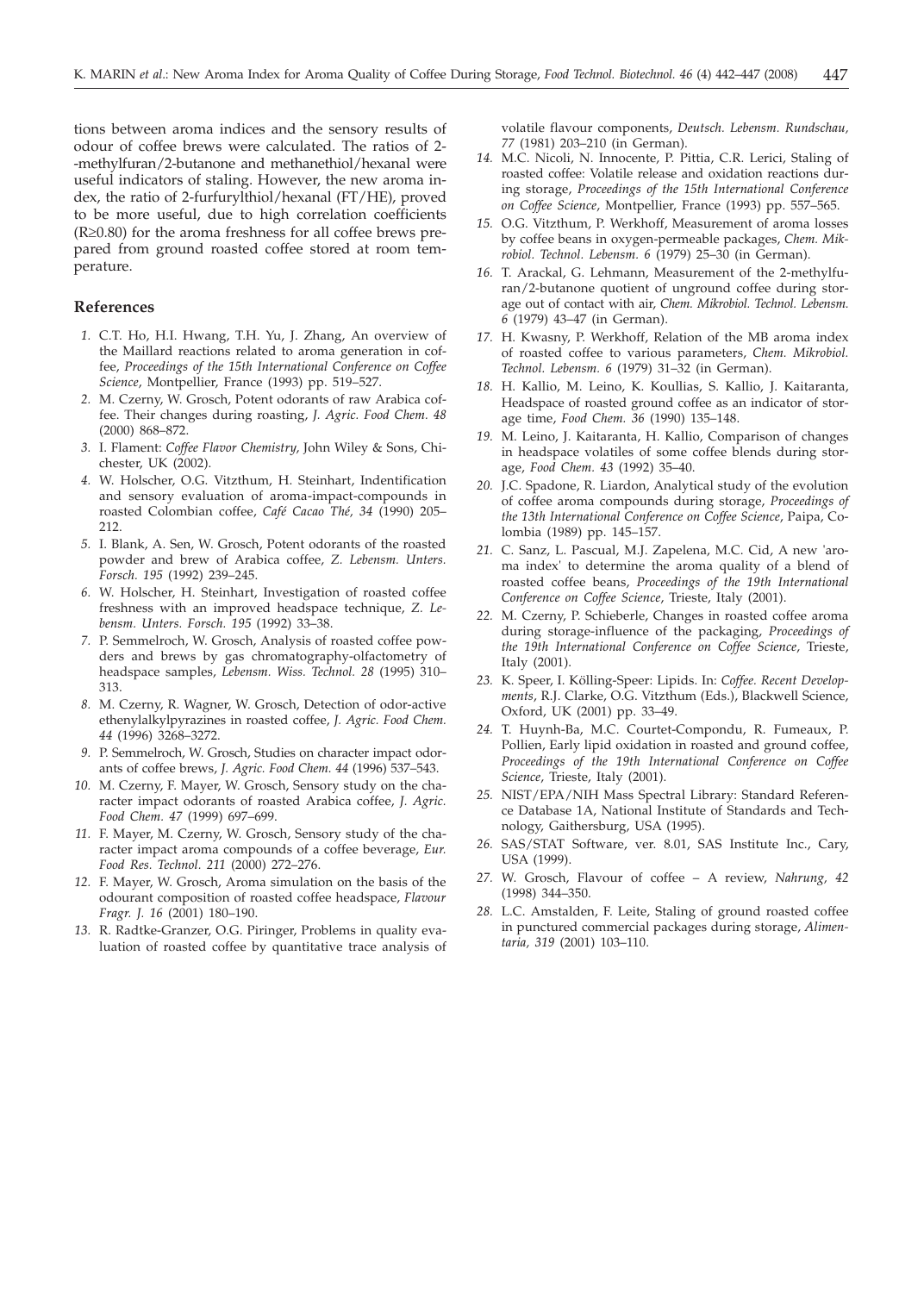tions between aroma indices and the sensory results of odour of coffee brews were calculated. The ratios of 2-methylfuran/2-butanone and methanethiol/hexanal were useful indicators of staling. However, the new aroma index, the ratio of 2-furfurylthiol/hexanal (FT/HE), proved to be more useful, due to high correlation coefficients ($R \geq 0.80$) for the aroma freshness for all coffee brews prepared from ground roasted coffee stored at room temperature.

## References

1. C.T. Ho, H.I. Hwang, T.H. Yu, J. Zhang, An overview of the Maillard reactions related to aroma generation in coffee, *Proceedings of the 15th International Conference on Coffee Science*, Montpellier, France (1993) pp. 519–527.
2. M. Czerny, W. Grosch, Potent odorants of raw Arabica coffee. Their changes during roasting, *J. Agric. Food Chem. 48* (2000) 868–872.
3. I. Flament: *Coffee Flavor Chemistry*, John Wiley & Sons, Chichester, UK (2002).
4. W. Holscher, O.G. Vitzthum, H. Steinhart, Indentification and sensory evaluation of aroma-impact-compounds in roasted Colombian coffee, *Café Cacao Thé, 34* (1990) 205–212.
5. I. Blank, A. Sen, W. Grosch, Potent odorants of the roasted powder and brew of Arabica coffee, *Z. Lebensm. Unters. Forsch. 195* (1992) 239–245.
6. W. Holscher, H. Steinhart, Investigation of roasted coffee freshness with an improved headspace technique, *Z. Lebensm. Unters. Forsch. 195* (1992) 33–38.
7. P. Semmelroch, W. Grosch, Analysis of roasted coffee powders and brews by gas chromatography-olfactometry of headspace samples, *Lebensm. Wiss. Technol. 28* (1995) 310–313.
8. M. Czerny, R. Wagner, W. Grosch, Detection of odor-active ethenylalkylpyrazines in roasted coffee, *J. Agric. Food Chem. 44* (1996) 3268–3272.
9. P. Semmelroch, W. Grosch, Studies on character impact odorants of coffee brews, *J. Agric. Food Chem. 44* (1996) 537–543.
10. M. Czerny, F. Mayer, W. Grosch, Sensory study on the character impact odorants of roasted Arabica coffee, *J. Agric. Food Chem. 47* (1999) 697–699.
11. F. Mayer, M. Czerny, W. Grosch, Sensory study of the character impact aroma compounds of a coffee beverage, *Eur. Food Res. Technol. 211* (2000) 272–276.
12. F. Mayer, W. Grosch, Aroma simulation on the basis of the odourant composition of roasted coffee headspace, *Flavour Fragr. J. 16* (2001) 180–190.
13. R. Radtke-Granzer, O.G. Piringer, Problems in quality evaluation of roasted coffee by quantitative trace analysis of volatile flavour components, *Deutsch. Lebensm. Rundschau, 77* (1981) 203–210 (in German).
14. M.C. Nicoli, N. Innocente, P. Pittia, C.R. Lerici, Staling of roasted coffee: Volatile release and oxidation reactions during storage, *Proceedings of the 15th International Conference on Coffee Science*, Montpellier, France (1993) pp. 557–565.
15. O.G. Vitzthum, P. Werkhoff, Measurement of aroma losses by coffee beans in oxygen-permeable packages, *Chem. Mikrobiol. Technol. Lebensm. 6* (1979) 25–30 (in German).
16. T. Arackal, G. Lehmann, Measurement of the 2-methylfuran/2-butanone quotient of unground coffee during storage out of contact with air, *Chem. Mikrobiol. Technol. Lebensm. 6* (1979) 43–47 (in German).
17. H. Kwasny, P. Werkhoff, Relation of the MB aroma index of roasted coffee to various parameters, *Chem. Mikrobiol. Technol. Lebensm. 6* (1979) 31–32 (in German).
18. H. Kallio, M. Leino, K. Koullias, S. Kallio, J. Kaitaranta, Headspace of roasted ground coffee as an indicator of storage time, *Food Chem. 36* (1990) 135–148.
19. M. Leino, J. Kaitaranta, H. Kallio, Comparison of changes in headspace volatiles of some coffee blends during storage, *Food Chem. 43* (1992) 35–40.
20. J.C. Spadone, R. Liardon, Analytical study of the evolution of coffee aroma compounds during storage, *Proceedings of the 13th International Conference on Coffee Science*, Paipa, Colombia (1989) pp. 145–157.
21. C. Sanz, L. Pascual, M.J. Zapelena, M.C. Cid, A new 'aroma index' to determine the aroma quality of a blend of roasted coffee beans, *Proceedings of the 19th International Conference on Coffee Science*, Trieste, Italy (2001).
22. M. Czerny, P. Schieberle, Changes in roasted coffee aroma during storage-influence of the packaging, *Proceedings of the 19th International Conference on Coffee Science*, Trieste, Italy (2001).
23. K. Speer, I. Kölling-Speer: Lipids. In: *Coffee. Recent Developments*, R.J. Clarke, O.G. Vitzthum (Eds.), Blackwell Science, Oxford, UK (2001) pp. 33–49.
24. T. Huynh-Ba, M.C. Courtet-Compondu, R. Fumeaux, P. Pollien, Early lipid oxidation in roasted and ground coffee, *Proceedings of the 19th International Conference on Coffee Science*, Trieste, Italy (2001).
25. NIST/EPA/NIH Mass Spectral Library: Standard Reference Database 1A, National Institute of Standards and Technology, Gaithersburg, USA (1995).
26. SAS/STAT Software, ver. 8.01, SAS Institute Inc., Cary, USA (1999).
27. W. Grosch, Flavour of coffee – A review, *Nahrung, 42* (1998) 344–350.
28. L.C. Amstalden, F. Leite, Staling of ground roasted coffee in punctured commercial packages during storage, *Alimentaria, 319* (2001) 103–110.